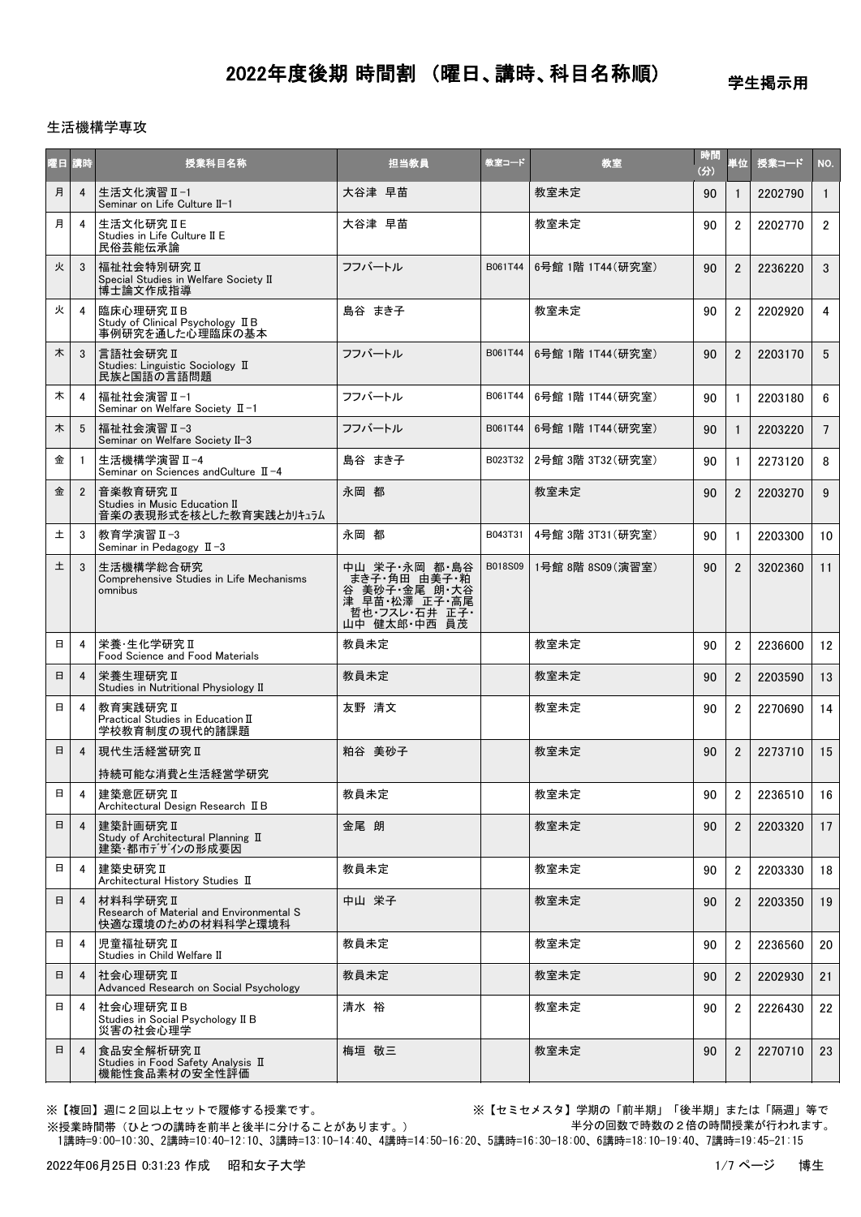# 2022年度後期 時間割 （曜日、講時、科目名称順）

学生掲示用

生活機構学専攻

| 曜日 | 講時 | 授業科目名称 | 担当教員 | 教室コード | 教室 | 時間(分) | 単位 | 授業コード | NO. |
|---|---|---|---|---|---|---|---|---|---|
| 月 | 4 | 生活文化演習Ⅱ-1<br>Seminar on Life Culture Ⅱ-1 | 大谷津 早苗 | | 教室未定 | 90 | 1 | 2202790 | 1 |
| 月 | 4 | 生活文化研究ⅡE<br>Studies in Life Culture Ⅱ E<br>民俗芸能伝承論 | 大谷津 早苗 | | 教室未定 | 90 | 2 | 2202770 | 2 |
| 火 | 3 | 福祉社会特別研究Ⅱ<br>Special Studies in Welfare Society Ⅱ<br>博士論文作成指導 | フフバートル | B061T44 | 6号館 1階 1T44(研究室) | 90 | 2 | 2236220 | 3 |
| 火 | 4 | 臨床心理研究ⅡB<br>Study of Clinical Psychology ⅡB<br>事例研究を通した心理臨床の基本 | 島谷 まき子 | | 教室未定 | 90 | 2 | 2202920 | 4 |
| 木 | 3 | 言語社会研究Ⅱ<br>Studies: Linguistic Sociology Ⅱ<br>民族と国語の言語問題 | フフバートル | B061T44 | 6号館 1階 1T44(研究室) | 90 | 2 | 2203170 | 5 |
| 木 | 4 | 福祉社会演習Ⅱ-1<br>Seminar on Welfare Society Ⅱ-1 | フフバートル | B061T44 | 6号館 1階 1T44(研究室) | 90 | 1 | 2203180 | 6 |
| 木 | 5 | 福祉社会演習Ⅱ-3<br>Seminar on Welfare Society Ⅱ-3 | フフバートル | B061T44 | 6号館 1階 1T44(研究室) | 90 | 1 | 2203220 | 7 |
| 金 | 1 | 生活機構学演習Ⅱ-4<br>Seminar on Sciences andCulture Ⅱ-4 | 島谷 まき子 | B023T32 | 2号館 3階 3T32(研究室) | 90 | 1 | 2273120 | 8 |
| 金 | 2 | 音楽教育研究Ⅱ<br>Studies in Music Education Ⅱ<br>音楽の表現形式を核とした教育実践とｶﾘｷｭﾗﾑ | 永岡 都 | | 教室未定 | 90 | 2 | 2203270 | 9 |
| 土 | 3 | 教育学演習Ⅱ-3<br>Seminar in Pedagogy Ⅱ-3 | 永岡 都 | B043T31 | 4号館 3階 3T31(研究室) | 90 | 1 | 2203300 | 10 |
| 土 | 3 | 生活機構学総合研究<br>Comprehensive Studies in Life Mechanisms<br>omnibus | 中山 栄子・永岡 都・島谷 まき子・角田 由美子・粕谷 美砂子・金尾 朗・大谷津 早苗・松澤 正子・高尾 哲也・フスレ・石井 正子・山中 健太郎・中西 員茂 | B018S09 | 1号館 8階 8S09(演習室) | 90 | 2 | 3202360 | 11 |
| 日 | 4 | 栄養・生化学研究Ⅱ<br>Food Science and Food Materials | 教員未定 | | 教室未定 | 90 | 2 | 2236600 | 12 |
| 日 | 4 | 栄養生理研究Ⅱ<br>Studies in Nutritional Physiology Ⅱ | 教員未定 | | 教室未定 | 90 | 2 | 2203590 | 13 |
| 日 | 4 | 教育実践研究Ⅱ<br>Practical Studies in Education Ⅱ<br>学校教育制度の現代的諸課題 | 友野 清文 | | 教室未定 | 90 | 2 | 2270690 | 14 |
| 日 | 4 | 現代生活経営研究Ⅱ<br>持続可能な消費と生活経営学研究 | 粕谷 美砂子 | | 教室未定 | 90 | 2 | 2273710 | 15 |
| 日 | 4 | 建築意匠研究Ⅱ<br>Architectural Design Research ⅡB | 教員未定 | | 教室未定 | 90 | 2 | 2236510 | 16 |
| 日 | 4 | 建築計画研究Ⅱ<br>Study of Architectural Planning Ⅱ<br>建築・都市ﾃﾞｻﾞｲﾝの形成要因 | 金尾 朗 | | 教室未定 | 90 | 2 | 2203320 | 17 |
| 日 | 4 | 建築史研究Ⅱ<br>Architectural History Studies Ⅱ | 教員未定 | | 教室未定 | 90 | 2 | 2203330 | 18 |
| 日 | 4 | 材料科学研究Ⅱ<br>Research of Material and Environmental S<br>快適な環境のための材料科学と環境科 | 中山 栄子 | | 教室未定 | 90 | 2 | 2203350 | 19 |
| 日 | 4 | 児童福祉研究Ⅱ<br>Studies in Child Welfare Ⅱ | 教員未定 | | 教室未定 | 90 | 2 | 2236560 | 20 |
| 日 | 4 | 社会心理研究Ⅱ<br>Advanced Research on Social Psychology | 教員未定 | | 教室未定 | 90 | 2 | 2202930 | 21 |
| 日 | 4 | 社会心理研究ⅡB<br>Studies in Social Psychology Ⅱ B<br>災害の社会心理学 | 清水 裕 | | 教室未定 | 90 | 2 | 2226430 | 22 |
| 日 | 4 | 食品安全解析研究Ⅱ<br>Studies in Food Safety Analysis Ⅱ<br>機能性食品素材の安全性評価 | 梅垣 敬三 | | 教室未定 | 90 | 2 | 2270710 | 23 |

※【複回】週に２回以上セットで履修する授業です。

※【セミセメスタ】学期の「前半期」「後半期」または「隔週」等で半分の回数で時数の２倍の時間授業が行われます。

※授業時間帯（ひとつの講時を前半と後半に分けることがあります。）

1講時=9:00-10:30、2講時=10:40-12:10、3講時=13:10-14:40、4講時=14:50-16:20、5講時=16:30-18:00、6講時=18:10-19:40、7講時=19:45-21:15

2022年06月25日 0:31:23 作成　昭和女子大学

博士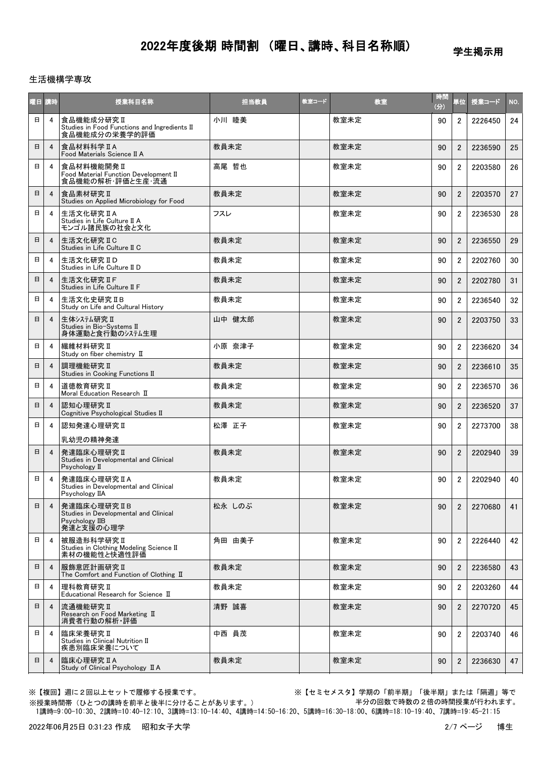# 2022年度後期 時間割 （曜日、講時、科目名称順）

学生掲示用

生活機構学専攻

| 曜日 | 講時 | 授業科目名称 | 担当教員 | 教室コード | 教室 | 時間(分) | 単位 | 授業コード | NO. |
|---|---|---|---|---|---|---|---|---|---|
| 日 | 4 | 食品機能成分研究Ⅱ<br>Studies in Food Functions and Ingredients Ⅱ<br>食品機能成分の栄養学的評価 | 小川 睦美 | | 教室未定 | 90 | 2 | 2226450 | 24 |
| 日 | 4 | 食品材料科学ⅡA<br>Food Materials Science Ⅱ A | 教員未定 | | 教室未定 | 90 | 2 | 2236590 | 25 |
| 日 | 4 | 食品材料機能開発Ⅱ<br>Food Material Function Development Ⅱ<br>食品機能の解析・評価と生産・流通 | 高尾 哲也 | | 教室未定 | 90 | 2 | 2203580 | 26 |
| 日 | 4 | 食品素材研究Ⅱ<br>Studies on Applied Microbiology for Food | 教員未定 | | 教室未定 | 90 | 2 | 2203570 | 27 |
| 日 | 4 | 生活文化研究ⅡA<br>Studies in Life Culture Ⅱ A<br>モンゴル諸民族の社会と文化 | フスレ | | 教室未定 | 90 | 2 | 2236530 | 28 |
| 日 | 4 | 生活文化研究ⅡC<br>Studies in Life Culture Ⅱ C | 教員未定 | | 教室未定 | 90 | 2 | 2236550 | 29 |
| 日 | 4 | 生活文化研究ⅡD<br>Studies in Life Culture Ⅱ D | 教員未定 | | 教室未定 | 90 | 2 | 2202760 | 30 |
| 日 | 4 | 生活文化研究ⅡF<br>Studies in Life Culture Ⅱ F | 教員未定 | | 教室未定 | 90 | 2 | 2202780 | 31 |
| 日 | 4 | 生活文化史研究ⅡB<br>Study on Life and Cultural History | 教員未定 | | 教室未定 | 90 | 2 | 2236540 | 32 |
| 日 | 4 | 生体ｼｽﾃﾑ研究Ⅱ<br>Studies in Bio-Systems Ⅱ<br>身体運動と食行動のｼｽﾃﾑ生理 | 山中 健太郎 | | 教室未定 | 90 | 2 | 2203750 | 33 |
| 日 | 4 | 繊維材料研究Ⅱ<br>Study on fiber chemistry Ⅱ | 小原 奈津子 | | 教室未定 | 90 | 2 | 2236620 | 34 |
| 日 | 4 | 調理機能研究Ⅱ<br>Studies in Cooking Functions Ⅱ | 教員未定 | | 教室未定 | 90 | 2 | 2236610 | 35 |
| 日 | 4 | 道徳教育研究Ⅱ<br>Moral Education Research Ⅱ | 教員未定 | | 教室未定 | 90 | 2 | 2236570 | 36 |
| 日 | 4 | 認知心理研究Ⅱ<br>Cognitive Psychological Studies Ⅱ | 教員未定 | | 教室未定 | 90 | 2 | 2236520 | 37 |
| 日 | 4 | 認知発達心理研究Ⅱ<br>乳幼児の精神発達 | 松澤 正子 | | 教室未定 | 90 | 2 | 2273700 | 38 |
| 日 | 4 | 発達臨床心理研究Ⅱ<br>Studies in Developmental and Clinical Psychology Ⅱ | 教員未定 | | 教室未定 | 90 | 2 | 2202940 | 39 |
| 日 | 4 | 発達臨床心理研究ⅡA<br>Studies in Developmental and Clinical Psychology ⅡA | 教員未定 | | 教室未定 | 90 | 2 | 2202940 | 40 |
| 日 | 4 | 発達臨床心理研究ⅡB<br>Studies in Developmental and Clinical Psychology ⅡB<br>発達と支援の心理学 | 松永 しのぶ | | 教室未定 | 90 | 2 | 2270680 | 41 |
| 日 | 4 | 被服造形科学研究Ⅱ<br>Studies in Clothing Modeling Science Ⅱ<br>素材の機能性と快適性評価 | 角田 由美子 | | 教室未定 | 90 | 2 | 2226440 | 42 |
| 日 | 4 | 服飾意匠計画研究Ⅱ<br>The Comfort and Function of Clothing Ⅱ | 教員未定 | | 教室未定 | 90 | 2 | 2236580 | 43 |
| 日 | 4 | 理科教育研究Ⅱ<br>Educational Research for Science Ⅱ | 教員未定 | | 教室未定 | 90 | 2 | 2203260 | 44 |
| 日 | 4 | 流通機能研究Ⅱ<br>Research on Food Marketing Ⅱ<br>消費者行動の解析・評価 | 清野 誠喜 | | 教室未定 | 90 | 2 | 2270720 | 45 |
| 日 | 4 | 臨床栄養研究Ⅱ<br>Studies in Clinical Nutrition Ⅱ<br>疾患別臨床栄養について | 中西 員茂 | | 教室未定 | 90 | 2 | 2203740 | 46 |
| 日 | 4 | 臨床心理研究ⅡA<br>Study of Clinical Psychology ⅡA | 教員未定 | | 教室未定 | 90 | 2 | 2236630 | 47 |

※【複回】週に２回以上セットで履修する授業です。

※【セミセメスタ】学期の「前半期」「後半期」または「隔週」等で半分の回数で時数の２倍の時間授業が行われます。

※授業時間帯（ひとつの講時を前半と後半に分けることがあります。）
1講時=9:00-10:30、2講時=10:40-12:10、3講時=13:10-14:40、4講時=14:50-16:20、5講時=16:30-18:00、6講時=18:10-19:40、7講時=19:45-21:15

2022年06月25日 0:31:23 作成　昭和女子大学　　博生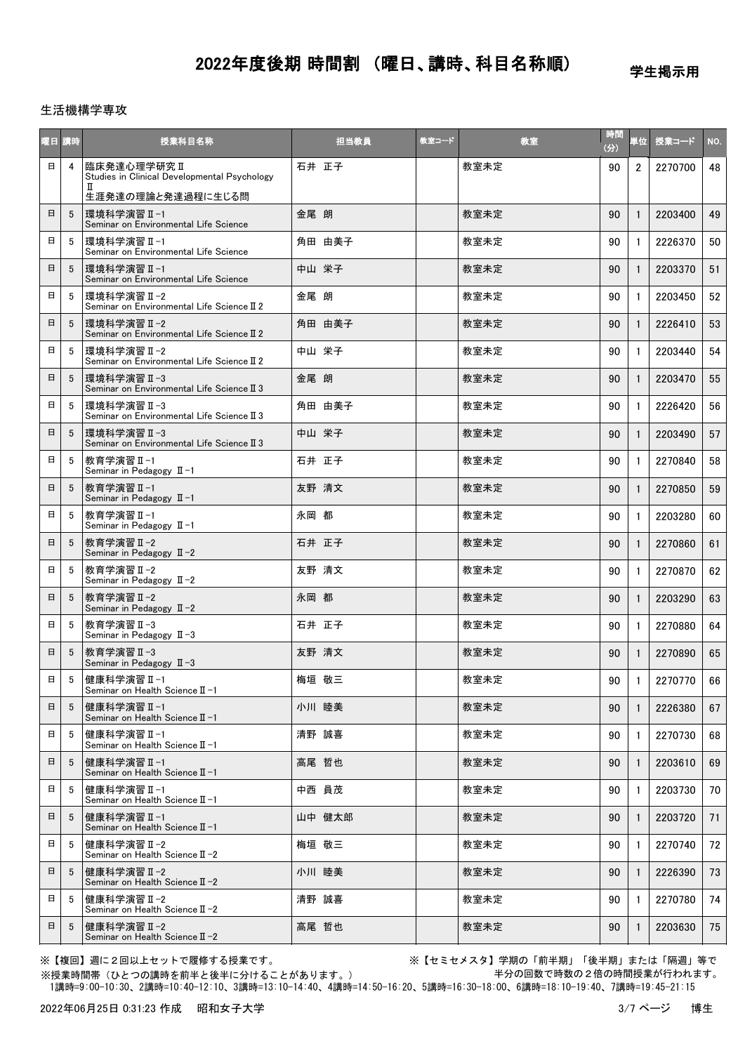# 2022年度後期 時間割 （曜日、講時、科目名称順）

学生掲示用

生活機構学専攻

| 曜日 | 講時 | 授業科目名称 | 担当教員 | 教室コード | 教室 | 時間(分) | 単位 | 授業コード | NO. |
|---|---|---|---|---|---|---|---|---|---|
| 日 | 4 | 臨床発達心理学研究Ⅱ<br>Studies in Clinical Developmental Psychology Ⅱ<br>生涯発達の理論と発達過程に生じる問 | 石井 正子 | | 教室未定 | 90 | 2 | 2270700 | 48 |
| 日 | 5 | 環境科学演習Ⅱ-1<br>Seminar on Environmental Life Science | 金尾 朗 | | 教室未定 | 90 | 1 | 2203400 | 49 |
| 日 | 5 | 環境科学演習Ⅱ-1<br>Seminar on Environmental Life Science | 角田 由美子 | | 教室未定 | 90 | 1 | 2226370 | 50 |
| 日 | 5 | 環境科学演習Ⅱ-1<br>Seminar on Environmental Life Science | 中山 栄子 | | 教室未定 | 90 | 1 | 2203370 | 51 |
| 日 | 5 | 環境科学演習Ⅱ-2<br>Seminar on Environmental Life ScienceⅡ2 | 金尾 朗 | | 教室未定 | 90 | 1 | 2203450 | 52 |
| 日 | 5 | 環境科学演習Ⅱ-2<br>Seminar on Environmental Life ScienceⅡ2 | 角田 由美子 | | 教室未定 | 90 | 1 | 2226410 | 53 |
| 日 | 5 | 環境科学演習Ⅱ-2<br>Seminar on Environmental Life ScienceⅡ2 | 中山 栄子 | | 教室未定 | 90 | 1 | 2203440 | 54 |
| 日 | 5 | 環境科学演習Ⅱ-3<br>Seminar on Environmental Life ScienceⅡ3 | 金尾 朗 | | 教室未定 | 90 | 1 | 2203470 | 55 |
| 日 | 5 | 環境科学演習Ⅱ-3<br>Seminar on Environmental Life ScienceⅡ3 | 角田 由美子 | | 教室未定 | 90 | 1 | 2226420 | 56 |
| 日 | 5 | 環境科学演習Ⅱ-3<br>Seminar on Environmental Life ScienceⅡ3 | 中山 栄子 | | 教室未定 | 90 | 1 | 2203490 | 57 |
| 日 | 5 | 教育学演習Ⅱ-1<br>Seminar in Pedagogy Ⅱ-1 | 石井 正子 | | 教室未定 | 90 | 1 | 2270840 | 58 |
| 日 | 5 | 教育学演習Ⅱ-1<br>Seminar in Pedagogy Ⅱ-1 | 友野 清文 | | 教室未定 | 90 | 1 | 2270850 | 59 |
| 日 | 5 | 教育学演習Ⅱ-1<br>Seminar in Pedagogy Ⅱ-1 | 永岡 都 | | 教室未定 | 90 | 1 | 2203280 | 60 |
| 日 | 5 | 教育学演習Ⅱ-2<br>Seminar in Pedagogy Ⅱ-2 | 石井 正子 | | 教室未定 | 90 | 1 | 2270860 | 61 |
| 日 | 5 | 教育学演習Ⅱ-2<br>Seminar in Pedagogy Ⅱ-2 | 友野 清文 | | 教室未定 | 90 | 1 | 2270870 | 62 |
| 日 | 5 | 教育学演習Ⅱ-2<br>Seminar in Pedagogy Ⅱ-2 | 永岡 都 | | 教室未定 | 90 | 1 | 2203290 | 63 |
| 日 | 5 | 教育学演習Ⅱ-3<br>Seminar in Pedagogy Ⅱ-3 | 石井 正子 | | 教室未定 | 90 | 1 | 2270880 | 64 |
| 日 | 5 | 教育学演習Ⅱ-3<br>Seminar in Pedagogy Ⅱ-3 | 友野 清文 | | 教室未定 | 90 | 1 | 2270890 | 65 |
| 日 | 5 | 健康科学演習Ⅱ-1<br>Seminar on Health ScienceⅡ-1 | 梅垣 敬三 | | 教室未定 | 90 | 1 | 2270770 | 66 |
| 日 | 5 | 健康科学演習Ⅱ-1<br>Seminar on Health ScienceⅡ-1 | 小川 睦美 | | 教室未定 | 90 | 1 | 2226380 | 67 |
| 日 | 5 | 健康科学演習Ⅱ-1<br>Seminar on Health ScienceⅡ-1 | 清野 誠喜 | | 教室未定 | 90 | 1 | 2270730 | 68 |
| 日 | 5 | 健康科学演習Ⅱ-1<br>Seminar on Health ScienceⅡ-1 | 高尾 哲也 | | 教室未定 | 90 | 1 | 2203610 | 69 |
| 日 | 5 | 健康科学演習Ⅱ-1<br>Seminar on Health ScienceⅡ-1 | 中西 員茂 | | 教室未定 | 90 | 1 | 2203730 | 70 |
| 日 | 5 | 健康科学演習Ⅱ-1<br>Seminar on Health ScienceⅡ-1 | 山中 健太郎 | | 教室未定 | 90 | 1 | 2203720 | 71 |
| 日 | 5 | 健康科学演習Ⅱ-2<br>Seminar on Health ScienceⅡ-2 | 梅垣 敬三 | | 教室未定 | 90 | 1 | 2270740 | 72 |
| 日 | 5 | 健康科学演習Ⅱ-2<br>Seminar on Health ScienceⅡ-2 | 小川 睦美 | | 教室未定 | 90 | 1 | 2226390 | 73 |
| 日 | 5 | 健康科学演習Ⅱ-2<br>Seminar on Health ScienceⅡ-2 | 清野 誠喜 | | 教室未定 | 90 | 1 | 2270780 | 74 |
| 日 | 5 | 健康科学演習Ⅱ-2<br>Seminar on Health ScienceⅡ-2 | 高尾 哲也 | | 教室未定 | 90 | 1 | 2203630 | 75 |

※【複回】週に２回以上セットで履修する授業です。

※【セミセメスタ】学期の「前半期」「後半期」または「隔週」等で半分の回数で時数の２倍の時間授業が行われます。

※授業時間帯（ひとつの講時を前半と後半に分けることがあります。）
1講時=9:00-10:30、2講時=10:40-12:10、3講時=13:10-14:40、4講時=14:50-16:20、5講時=16:30-18:00、6講時=18:10-19:40、7講時=19:45-21:15

2022年06月25日 0:31:23 作成　昭和女子大学　　博士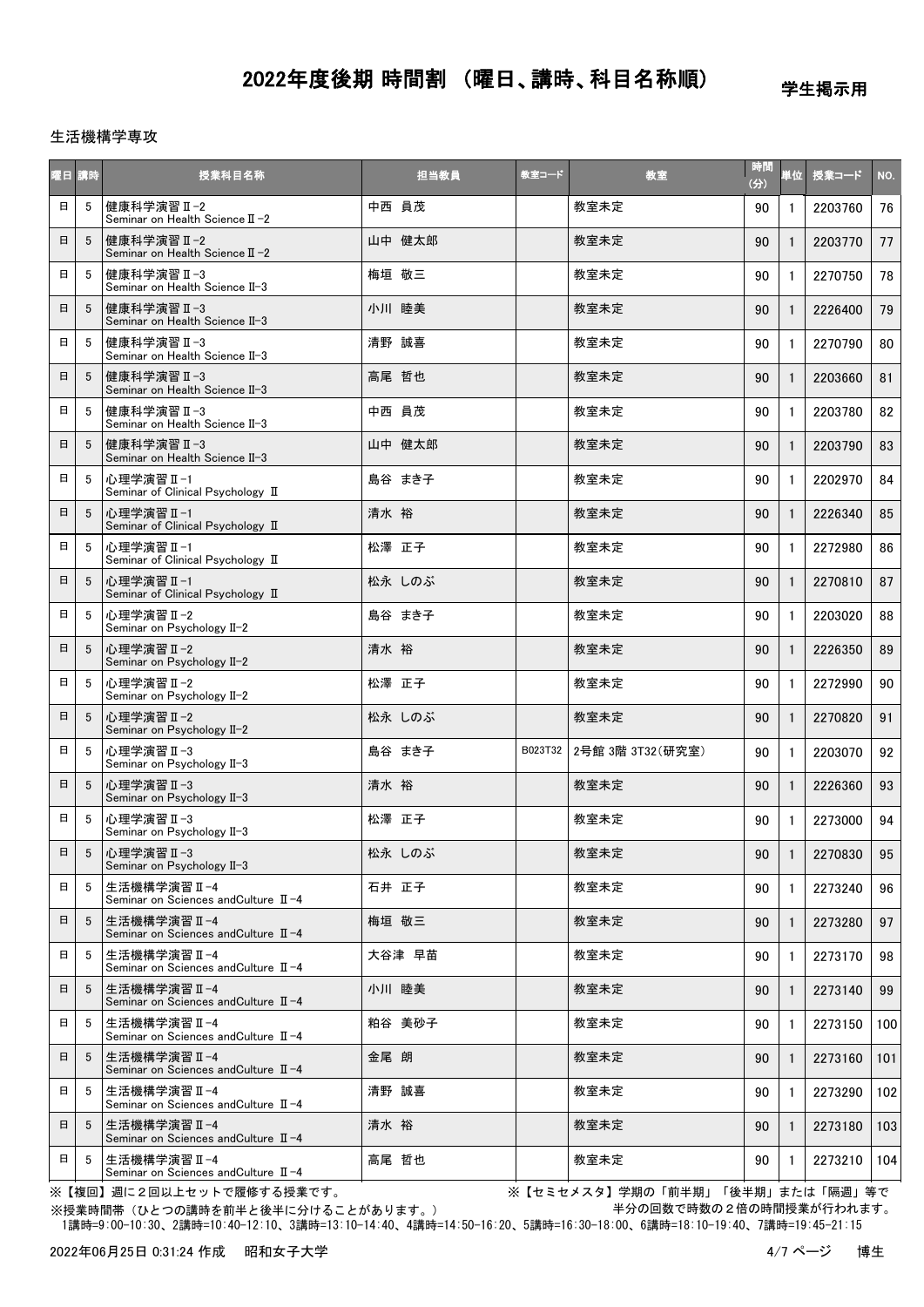# 2022年度後期 時間割 （曜日、講時、科目名称順）

学生掲示用

生活機構学専攻

| 曜日 | 講時 | 授業科目名称 | 担当教員 | 教室コード | 教室 | 時間(分) | 単位 | 授業コード | NO. |
|---|---|---|---|---|---|---|---|---|---|
| 日 | 5 | 健康科学演習Ⅱ-2 Seminar on Health Science Ⅱ-2 | 中西 員茂 | | 教室未定 | 90 | 1 | 2203760 | 76 |
| 日 | 5 | 健康科学演習Ⅱ-2 Seminar on Health Science Ⅱ-2 | 山中 健太郎 | | 教室未定 | 90 | 1 | 2203770 | 77 |
| 日 | 5 | 健康科学演習Ⅱ-3 Seminar on Health Science II-3 | 梅垣 敬三 | | 教室未定 | 90 | 1 | 2270750 | 78 |
| 日 | 5 | 健康科学演習Ⅱ-3 Seminar on Health Science II-3 | 小川 睦美 | | 教室未定 | 90 | 1 | 2226400 | 79 |
| 日 | 5 | 健康科学演習Ⅱ-3 Seminar on Health Science II-3 | 清野 誠喜 | | 教室未定 | 90 | 1 | 2270790 | 80 |
| 日 | 5 | 健康科学演習Ⅱ-3 Seminar on Health Science II-3 | 高尾 哲也 | | 教室未定 | 90 | 1 | 2203660 | 81 |
| 日 | 5 | 健康科学演習Ⅱ-3 Seminar on Health Science II-3 | 中西 員茂 | | 教室未定 | 90 | 1 | 2203780 | 82 |
| 日 | 5 | 健康科学演習Ⅱ-3 Seminar on Health Science II-3 | 山中 健太郎 | | 教室未定 | 90 | 1 | 2203790 | 83 |
| 日 | 5 | 心理学演習Ⅱ-1 Seminar of Clinical Psychology Ⅱ | 島谷 まき子 | | 教室未定 | 90 | 1 | 2202970 | 84 |
| 日 | 5 | 心理学演習Ⅱ-1 Seminar of Clinical Psychology Ⅱ | 清水 裕 | | 教室未定 | 90 | 1 | 2226340 | 85 |
| 日 | 5 | 心理学演習Ⅱ-1 Seminar of Clinical Psychology Ⅱ | 松澤 正子 | | 教室未定 | 90 | 1 | 2272980 | 86 |
| 日 | 5 | 心理学演習Ⅱ-1 Seminar of Clinical Psychology Ⅱ | 松永 しのぶ | | 教室未定 | 90 | 1 | 2270810 | 87 |
| 日 | 5 | 心理学演習Ⅱ-2 Seminar on Psychology II-2 | 島谷 まき子 | | 教室未定 | 90 | 1 | 2203020 | 88 |
| 日 | 5 | 心理学演習Ⅱ-2 Seminar on Psychology II-2 | 清水 裕 | | 教室未定 | 90 | 1 | 2226350 | 89 |
| 日 | 5 | 心理学演習Ⅱ-2 Seminar on Psychology II-2 | 松澤 正子 | | 教室未定 | 90 | 1 | 2272990 | 90 |
| 日 | 5 | 心理学演習Ⅱ-2 Seminar on Psychology II-2 | 松永 しのぶ | | 教室未定 | 90 | 1 | 2270820 | 91 |
| 日 | 5 | 心理学演習Ⅱ-3 Seminar on Psychology II-3 | 島谷 まき子 | B023T32 | 2号館 3階 3T32(研究室) | 90 | 1 | 2203070 | 92 |
| 日 | 5 | 心理学演習Ⅱ-3 Seminar on Psychology II-3 | 清水 裕 | | 教室未定 | 90 | 1 | 2226360 | 93 |
| 日 | 5 | 心理学演習Ⅱ-3 Seminar on Psychology II-3 | 松澤 正子 | | 教室未定 | 90 | 1 | 2273000 | 94 |
| 日 | 5 | 心理学演習Ⅱ-3 Seminar on Psychology II-3 | 松永 しのぶ | | 教室未定 | 90 | 1 | 2270830 | 95 |
| 日 | 5 | 生活機構学演習Ⅱ-4 Seminar on Sciences andCulture Ⅱ-4 | 石井 正子 | | 教室未定 | 90 | 1 | 2273240 | 96 |
| 日 | 5 | 生活機構学演習Ⅱ-4 Seminar on Sciences andCulture Ⅱ-4 | 梅垣 敬三 | | 教室未定 | 90 | 1 | 2273280 | 97 |
| 日 | 5 | 生活機構学演習Ⅱ-4 Seminar on Sciences andCulture Ⅱ-4 | 大谷津 早苗 | | 教室未定 | 90 | 1 | 2273170 | 98 |
| 日 | 5 | 生活機構学演習Ⅱ-4 Seminar on Sciences andCulture Ⅱ-4 | 小川 睦美 | | 教室未定 | 90 | 1 | 2273140 | 99 |
| 日 | 5 | 生活機構学演習Ⅱ-4 Seminar on Sciences andCulture Ⅱ-4 | 粕谷 美砂子 | | 教室未定 | 90 | 1 | 2273150 | 100 |
| 日 | 5 | 生活機構学演習Ⅱ-4 Seminar on Sciences andCulture Ⅱ-4 | 金尾 朗 | | 教室未定 | 90 | 1 | 2273160 | 101 |
| 日 | 5 | 生活機構学演習Ⅱ-4 Seminar on Sciences andCulture Ⅱ-4 | 清野 誠喜 | | 教室未定 | 90 | 1 | 2273290 | 102 |
| 日 | 5 | 生活機構学演習Ⅱ-4 Seminar on Sciences andCulture Ⅱ-4 | 清水 裕 | | 教室未定 | 90 | 1 | 2273180 | 103 |
| 日 | 5 | 生活機構学演習Ⅱ-4 Seminar on Sciences andCulture Ⅱ-4 | 高尾 哲也 | | 教室未定 | 90 | 1 | 2273210 | 104 |

※【複回】週に２回以上セットで履修する授業です。

※【セミセメスタ】学期の「前半期」「後半期」または「隔週」等で半分の回数で時数の２倍の時間授業が行われます。

※授業時間帯（ひとつの講時を前半と後半に分けることがあります。）

1講時=9:00-10:30、2講時=10:40-12:10、3講時=13:10-14:40、4講時=14:50-16:20、5講時=16:30-18:00、6講時=18:10-19:40、7講時=19:45-21:15

2022年06月25日 0:31:24 作成　昭和女子大学　　博士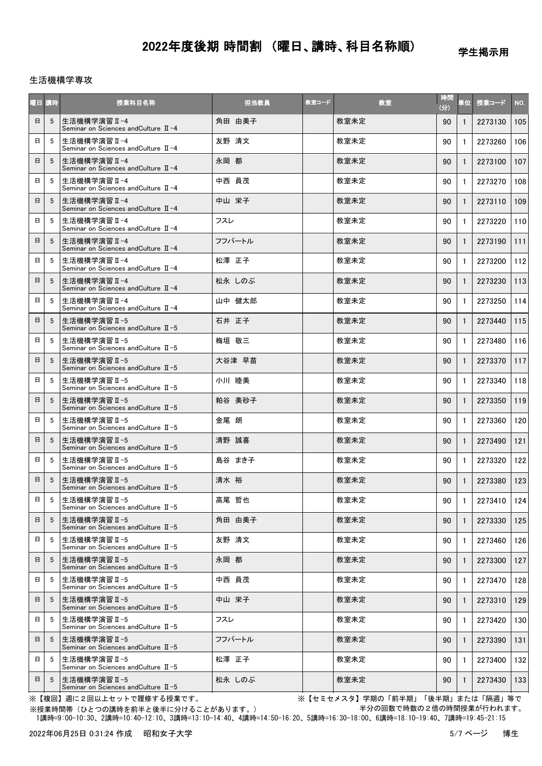# 2022年度後期 時間割 （曜日、講時、科目名称順）

学生掲示用

生活機構学専攻

| 曜日 | 講時 | 授業科目名称 | 担当教員 | 教室コード | 教室 | 時間(分) | 単位 | 授業コード | NO. |
|---|---|---|---|---|---|---|---|---|---|
| 日 | 5 | 生活機構学演習Ⅱ-4<br>Seminar on Sciences andCulture Ⅱ-4 | 角田 由美子 | | 教室未定 | 90 | 1 | 2273130 | 105 |
| 日 | 5 | 生活機構学演習Ⅱ-4<br>Seminar on Sciences andCulture Ⅱ-4 | 友野 清文 | | 教室未定 | 90 | 1 | 2273260 | 106 |
| 日 | 5 | 生活機構学演習Ⅱ-4<br>Seminar on Sciences andCulture Ⅱ-4 | 永岡 都 | | 教室未定 | 90 | 1 | 2273100 | 107 |
| 日 | 5 | 生活機構学演習Ⅱ-4<br>Seminar on Sciences andCulture Ⅱ-4 | 中西 員茂 | | 教室未定 | 90 | 1 | 2273270 | 108 |
| 日 | 5 | 生活機構学演習Ⅱ-4<br>Seminar on Sciences andCulture Ⅱ-4 | 中山 栄子 | | 教室未定 | 90 | 1 | 2273110 | 109 |
| 日 | 5 | 生活機構学演習Ⅱ-4<br>Seminar on Sciences andCulture Ⅱ-4 | フスレ | | 教室未定 | 90 | 1 | 2273220 | 110 |
| 日 | 5 | 生活機構学演習Ⅱ-4<br>Seminar on Sciences andCulture Ⅱ-4 | フフバートル | | 教室未定 | 90 | 1 | 2273190 | 111 |
| 日 | 5 | 生活機構学演習Ⅱ-4<br>Seminar on Sciences andCulture Ⅱ-4 | 松澤 正子 | | 教室未定 | 90 | 1 | 2273200 | 112 |
| 日 | 5 | 生活機構学演習Ⅱ-4<br>Seminar on Sciences andCulture Ⅱ-4 | 松永 しのぶ | | 教室未定 | 90 | 1 | 2273230 | 113 |
| 日 | 5 | 生活機構学演習Ⅱ-4<br>Seminar on Sciences andCulture Ⅱ-4 | 山中 健太郎 | | 教室未定 | 90 | 1 | 2273250 | 114 |
| 日 | 5 | 生活機構学演習Ⅱ-5<br>Seminar on Sciences andCulture Ⅱ-5 | 石井 正子 | | 教室未定 | 90 | 1 | 2273440 | 115 |
| 日 | 5 | 生活機構学演習Ⅱ-5<br>Seminar on Sciences andCulture Ⅱ-5 | 梅垣 敬三 | | 教室未定 | 90 | 1 | 2273480 | 116 |
| 日 | 5 | 生活機構学演習Ⅱ-5<br>Seminar on Sciences andCulture Ⅱ-5 | 大谷津 早苗 | | 教室未定 | 90 | 1 | 2273370 | 117 |
| 日 | 5 | 生活機構学演習Ⅱ-5<br>Seminar on Sciences andCulture Ⅱ-5 | 小川 睦美 | | 教室未定 | 90 | 1 | 2273340 | 118 |
| 日 | 5 | 生活機構学演習Ⅱ-5<br>Seminar on Sciences andCulture Ⅱ-5 | 粕谷 美砂子 | | 教室未定 | 90 | 1 | 2273350 | 119 |
| 日 | 5 | 生活機構学演習Ⅱ-5<br>Seminar on Sciences andCulture Ⅱ-5 | 金尾 朗 | | 教室未定 | 90 | 1 | 2273360 | 120 |
| 日 | 5 | 生活機構学演習Ⅱ-5<br>Seminar on Sciences andCulture Ⅱ-5 | 清野 誠喜 | | 教室未定 | 90 | 1 | 2273490 | 121 |
| 日 | 5 | 生活機構学演習Ⅱ-5<br>Seminar on Sciences andCulture Ⅱ-5 | 島谷 まき子 | | 教室未定 | 90 | 1 | 2273320 | 122 |
| 日 | 5 | 生活機構学演習Ⅱ-5<br>Seminar on Sciences andCulture Ⅱ-5 | 清水 裕 | | 教室未定 | 90 | 1 | 2273380 | 123 |
| 日 | 5 | 生活機構学演習Ⅱ-5<br>Seminar on Sciences andCulture Ⅱ-5 | 高尾 哲也 | | 教室未定 | 90 | 1 | 2273410 | 124 |
| 日 | 5 | 生活機構学演習Ⅱ-5<br>Seminar on Sciences andCulture Ⅱ-5 | 角田 由美子 | | 教室未定 | 90 | 1 | 2273330 | 125 |
| 日 | 5 | 生活機構学演習Ⅱ-5<br>Seminar on Sciences andCulture Ⅱ-5 | 友野 清文 | | 教室未定 | 90 | 1 | 2273460 | 126 |
| 日 | 5 | 生活機構学演習Ⅱ-5<br>Seminar on Sciences andCulture Ⅱ-5 | 永岡 都 | | 教室未定 | 90 | 1 | 2273300 | 127 |
| 日 | 5 | 生活機構学演習Ⅱ-5<br>Seminar on Sciences andCulture Ⅱ-5 | 中西 員茂 | | 教室未定 | 90 | 1 | 2273470 | 128 |
| 日 | 5 | 生活機構学演習Ⅱ-5<br>Seminar on Sciences andCulture Ⅱ-5 | 中山 栄子 | | 教室未定 | 90 | 1 | 2273310 | 129 |
| 日 | 5 | 生活機構学演習Ⅱ-5<br>Seminar on Sciences andCulture Ⅱ-5 | フスレ | | 教室未定 | 90 | 1 | 2273420 | 130 |
| 日 | 5 | 生活機構学演習Ⅱ-5<br>Seminar on Sciences andCulture Ⅱ-5 | フフバートル | | 教室未定 | 90 | 1 | 2273390 | 131 |
| 日 | 5 | 生活機構学演習Ⅱ-5<br>Seminar on Sciences andCulture Ⅱ-5 | 松澤 正子 | | 教室未定 | 90 | 1 | 2273400 | 132 |
| 日 | 5 | 生活機構学演習Ⅱ-5<br>Seminar on Sciences andCulture Ⅱ-5 | 松永 しのぶ | | 教室未定 | 90 | 1 | 2273430 | 133 |

※【複回】週に２回以上セットで履修する授業です。

※【セミセメスタ】学期の「前半期」「後半期」または「隔週」等で半分の回数で時数の２倍の時間授業が行われます。

※授業時間帯（ひとつの講時を前半と後半に分けることがあります。）

1講時=9:00-10:30、2講時=10:40-12:10、3講時=13:10-14:40、4講時=14:50-16:20、5講時=16:30-18:00、6講時=18:10-19:40、7講時=19:45-21:15

2022年06月25日 0:31:24 作成　昭和女子大学　　博士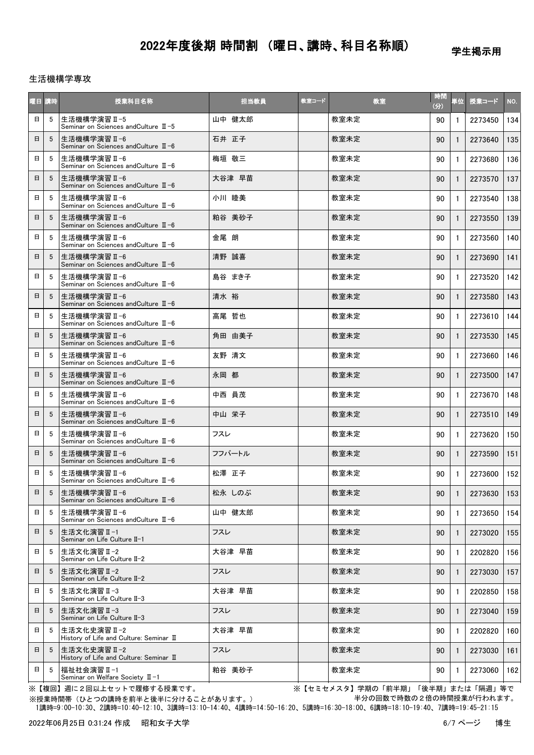# 2022年度後期 時間割 （曜日、講時、科目名称順）

学生掲示用

生活機構学専攻

| 曜日 | 講時 | 授業科目名称 | 担当教員 | 教室コード | 教室 | 時間(分) | 単位 | 授業コード | NO. |
|---|---|---|---|---|---|---|---|---|---|
| 日 | 5 | 生活機構学演習Ⅱ-5<br>Seminar on Sciences andCulture Ⅱ-5 | 山中 健太郎 | | 教室未定 | 90 | 1 | 2273450 | 134 |
| 日 | 5 | 生活機構学演習Ⅱ-6<br>Seminar on Sciences andCulture Ⅱ-6 | 石井 正子 | | 教室未定 | 90 | 1 | 2273640 | 135 |
| 日 | 5 | 生活機構学演習Ⅱ-6<br>Seminar on Sciences andCulture Ⅱ-6 | 梅垣 敬三 | | 教室未定 | 90 | 1 | 2273680 | 136 |
| 日 | 5 | 生活機構学演習Ⅱ-6<br>Seminar on Sciences andCulture Ⅱ-6 | 大谷津 早苗 | | 教室未定 | 90 | 1 | 2273570 | 137 |
| 日 | 5 | 生活機構学演習Ⅱ-6<br>Seminar on Sciences andCulture Ⅱ-6 | 小川 睦美 | | 教室未定 | 90 | 1 | 2273540 | 138 |
| 日 | 5 | 生活機構学演習Ⅱ-6<br>Seminar on Sciences andCulture Ⅱ-6 | 粕谷 美砂子 | | 教室未定 | 90 | 1 | 2273550 | 139 |
| 日 | 5 | 生活機構学演習Ⅱ-6<br>Seminar on Sciences andCulture Ⅱ-6 | 金尾 朗 | | 教室未定 | 90 | 1 | 2273560 | 140 |
| 日 | 5 | 生活機構学演習Ⅱ-6<br>Seminar on Sciences andCulture Ⅱ-6 | 清野 誠喜 | | 教室未定 | 90 | 1 | 2273690 | 141 |
| 日 | 5 | 生活機構学演習Ⅱ-6<br>Seminar on Sciences andCulture Ⅱ-6 | 島谷 まき子 | | 教室未定 | 90 | 1 | 2273520 | 142 |
| 日 | 5 | 生活機構学演習Ⅱ-6<br>Seminar on Sciences andCulture Ⅱ-6 | 清水 裕 | | 教室未定 | 90 | 1 | 2273580 | 143 |
| 日 | 5 | 生活機構学演習Ⅱ-6<br>Seminar on Sciences andCulture Ⅱ-6 | 高尾 哲也 | | 教室未定 | 90 | 1 | 2273610 | 144 |
| 日 | 5 | 生活機構学演習Ⅱ-6<br>Seminar on Sciences andCulture Ⅱ-6 | 角田 由美子 | | 教室未定 | 90 | 1 | 2273530 | 145 |
| 日 | 5 | 生活機構学演習Ⅱ-6<br>Seminar on Sciences andCulture Ⅱ-6 | 友野 清文 | | 教室未定 | 90 | 1 | 2273660 | 146 |
| 日 | 5 | 生活機構学演習Ⅱ-6<br>Seminar on Sciences andCulture Ⅱ-6 | 永岡 都 | | 教室未定 | 90 | 1 | 2273500 | 147 |
| 日 | 5 | 生活機構学演習Ⅱ-6<br>Seminar on Sciences andCulture Ⅱ-6 | 中西 員茂 | | 教室未定 | 90 | 1 | 2273670 | 148 |
| 日 | 5 | 生活機構学演習Ⅱ-6<br>Seminar on Sciences andCulture Ⅱ-6 | 中山 栄子 | | 教室未定 | 90 | 1 | 2273510 | 149 |
| 日 | 5 | 生活機構学演習Ⅱ-6<br>Seminar on Sciences andCulture Ⅱ-6 | フスレ | | 教室未定 | 90 | 1 | 2273620 | 150 |
| 日 | 5 | 生活機構学演習Ⅱ-6<br>Seminar on Sciences andCulture Ⅱ-6 | フフバートル | | 教室未定 | 90 | 1 | 2273590 | 151 |
| 日 | 5 | 生活機構学演習Ⅱ-6<br>Seminar on Sciences andCulture Ⅱ-6 | 松澤 正子 | | 教室未定 | 90 | 1 | 2273600 | 152 |
| 日 | 5 | 生活機構学演習Ⅱ-6<br>Seminar on Sciences andCulture Ⅱ-6 | 松永 しのぶ | | 教室未定 | 90 | 1 | 2273630 | 153 |
| 日 | 5 | 生活機構学演習Ⅱ-6<br>Seminar on Sciences andCulture Ⅱ-6 | 山中 健太郎 | | 教室未定 | 90 | 1 | 2273650 | 154 |
| 日 | 5 | 生活文化演習Ⅱ-1<br>Seminar on Life Culture Ⅱ-1 | フスレ | | 教室未定 | 90 | 1 | 2273020 | 155 |
| 日 | 5 | 生活文化演習Ⅱ-2<br>Seminar on Life Culture Ⅱ-2 | 大谷津 早苗 | | 教室未定 | 90 | 1 | 2202820 | 156 |
| 日 | 5 | 生活文化演習Ⅱ-2<br>Seminar on Life Culture Ⅱ-2 | フスレ | | 教室未定 | 90 | 1 | 2273030 | 157 |
| 日 | 5 | 生活文化演習Ⅱ-3<br>Seminar on Life Culture Ⅱ-3 | 大谷津 早苗 | | 教室未定 | 90 | 1 | 2202850 | 158 |
| 日 | 5 | 生活文化演習Ⅱ-3<br>Seminar on Life Culture Ⅱ-3 | フスレ | | 教室未定 | 90 | 1 | 2273040 | 159 |
| 日 | 5 | 生活文化史演習Ⅱ-2<br>History of Life and Culture: Seminar Ⅱ | 大谷津 早苗 | | 教室未定 | 90 | 1 | 2202820 | 160 |
| 日 | 5 | 生活文化史演習Ⅱ-2<br>History of Life and Culture: Seminar Ⅱ | フスレ | | 教室未定 | 90 | 1 | 2273030 | 161 |
| 日 | 5 | 福祉社会演習Ⅱ-1<br>Seminar on Welfare Society Ⅱ-1 | 粕谷 美砂子 | | 教室未定 | 90 | 1 | 2273060 | 162 |

※【複回】週に２回以上セットで履修する授業です。

※【セミセメスタ】学期の「前半期」「後半期」または「隔週」等で半分の回数で時数の２倍の時間授業が行われます。

※授業時間帯（ひとつの講時を前半と後半に分けることがあります。）

1講時=9:00-10:30、2講時=10:40-12:10、3講時=13:10-14:40、4講時=14:50-16:20、5講時=16:30-18:00、6講時=18:10-19:40、7講時=19:45-21:15

2022年06月25日 0:31:24 作成　昭和女子大学　　博士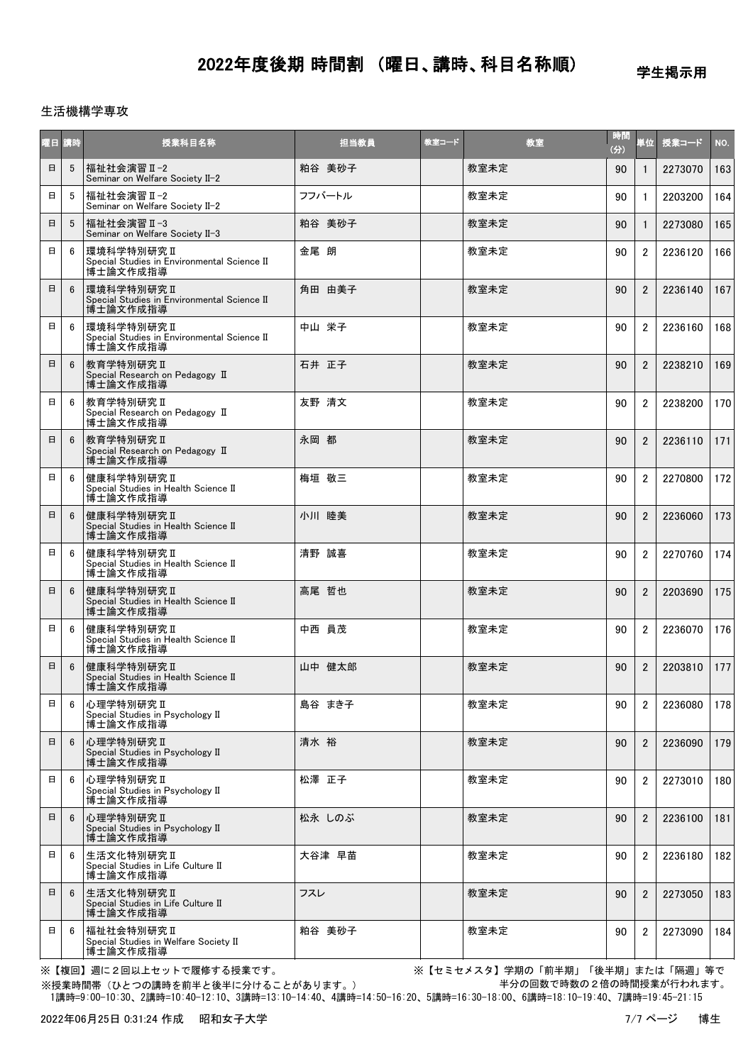# 2022年度後期 時間割 （曜日、講時、科目名称順）

学生掲示用

生活機構学専攻

| 曜日 | 講時 | 授業科目名称 | 担当教員 | 教室コード | 教室 | 時間(分) | 単位 | 授業コード | NO. |
|---|---|---|---|---|---|---|---|---|---|
| 日 | 5 | 福祉社会演習Ⅱ-2<br>Seminar on Welfare Society II-2 | 粕谷 美砂子 | | 教室未定 | 90 | 1 | 2273070 | 163 |
| 日 | 5 | 福祉社会演習Ⅱ-2<br>Seminar on Welfare Society II-2 | フフバートル | | 教室未定 | 90 | 1 | 2203200 | 164 |
| 日 | 5 | 福祉社会演習Ⅱ-3<br>Seminar on Welfare Society II-3 | 粕谷 美砂子 | | 教室未定 | 90 | 1 | 2273080 | 165 |
| 日 | 6 | 環境科学特別研究Ⅱ<br>Special Studies in Environmental Science II<br>博士論文作成指導 | 金尾 朗 | | 教室未定 | 90 | 2 | 2236120 | 166 |
| 日 | 6 | 環境科学特別研究Ⅱ<br>Special Studies in Environmental Science II<br>博士論文作成指導 | 角田 由美子 | | 教室未定 | 90 | 2 | 2236140 | 167 |
| 日 | 6 | 環境科学特別研究Ⅱ<br>Special Studies in Environmental Science II<br>博士論文作成指導 | 中山 栄子 | | 教室未定 | 90 | 2 | 2236160 | 168 |
| 日 | 6 | 教育学特別研究Ⅱ<br>Special Research on Pedagogy Ⅱ<br>博士論文作成指導 | 石井 正子 | | 教室未定 | 90 | 2 | 2238210 | 169 |
| 日 | 6 | 教育学特別研究Ⅱ<br>Special Research on Pedagogy Ⅱ<br>博士論文作成指導 | 友野 清文 | | 教室未定 | 90 | 2 | 2238200 | 170 |
| 日 | 6 | 教育学特別研究Ⅱ<br>Special Research on Pedagogy Ⅱ<br>博士論文作成指導 | 永岡 都 | | 教室未定 | 90 | 2 | 2236110 | 171 |
| 日 | 6 | 健康科学特別研究Ⅱ<br>Special Studies in Health Science II<br>博士論文作成指導 | 梅垣 敬三 | | 教室未定 | 90 | 2 | 2270800 | 172 |
| 日 | 6 | 健康科学特別研究Ⅱ<br>Special Studies in Health Science II<br>博士論文作成指導 | 小川 睦美 | | 教室未定 | 90 | 2 | 2236060 | 173 |
| 日 | 6 | 健康科学特別研究Ⅱ<br>Special Studies in Health Science II<br>博士論文作成指導 | 清野 誠喜 | | 教室未定 | 90 | 2 | 2270760 | 174 |
| 日 | 6 | 健康科学特別研究Ⅱ<br>Special Studies in Health Science II<br>博士論文作成指導 | 高尾 哲也 | | 教室未定 | 90 | 2 | 2203690 | 175 |
| 日 | 6 | 健康科学特別研究Ⅱ<br>Special Studies in Health Science II<br>博士論文作成指導 | 中西 員茂 | | 教室未定 | 90 | 2 | 2236070 | 176 |
| 日 | 6 | 健康科学特別研究Ⅱ<br>Special Studies in Health Science II<br>博士論文作成指導 | 山中 健太郎 | | 教室未定 | 90 | 2 | 2203810 | 177 |
| 日 | 6 | 心理学特別研究Ⅱ<br>Special Studies in Psychology II<br>博士論文作成指導 | 島谷 まき子 | | 教室未定 | 90 | 2 | 2236080 | 178 |
| 日 | 6 | 心理学特別研究Ⅱ<br>Special Studies in Psychology II<br>博士論文作成指導 | 清水 裕 | | 教室未定 | 90 | 2 | 2236090 | 179 |
| 日 | 6 | 心理学特別研究Ⅱ<br>Special Studies in Psychology II<br>博士論文作成指導 | 松澤 正子 | | 教室未定 | 90 | 2 | 2273010 | 180 |
| 日 | 6 | 心理学特別研究Ⅱ<br>Special Studies in Psychology II<br>博士論文作成指導 | 松永 しのぶ | | 教室未定 | 90 | 2 | 2236100 | 181 |
| 日 | 6 | 生活文化特別研究Ⅱ<br>Special Studies in Life Culture II<br>博士論文作成指導 | 大谷津 早苗 | | 教室未定 | 90 | 2 | 2236180 | 182 |
| 日 | 6 | 生活文化特別研究Ⅱ<br>Special Studies in Life Culture II<br>博士論文作成指導 | フスレ | | 教室未定 | 90 | 2 | 2273050 | 183 |
| 日 | 6 | 福祉社会特別研究Ⅱ<br>Special Studies in Welfare Society II<br>博士論文作成指導 | 粕谷 美砂子 | | 教室未定 | 90 | 2 | 2273090 | 184 |

※【複回】週に２回以上セットで履修する授業です。

※【セミセメスタ】学期の「前半期」「後半期」または「隔週」等で半分の回数で時数の２倍の時間授業が行われます。

※授業時間帯（ひとつの講時を前半と後半に分けることがあります。）
1講時=9:00-10:30、2講時=10:40-12:10、3講時=13:10-14:40、4講時=14:50-16:20、5講時=16:30-18:00、6講時=18:10-19:40、7講時=19:45-21:15

2022年06月25日 0:31:24 作成　昭和女子大学

博生